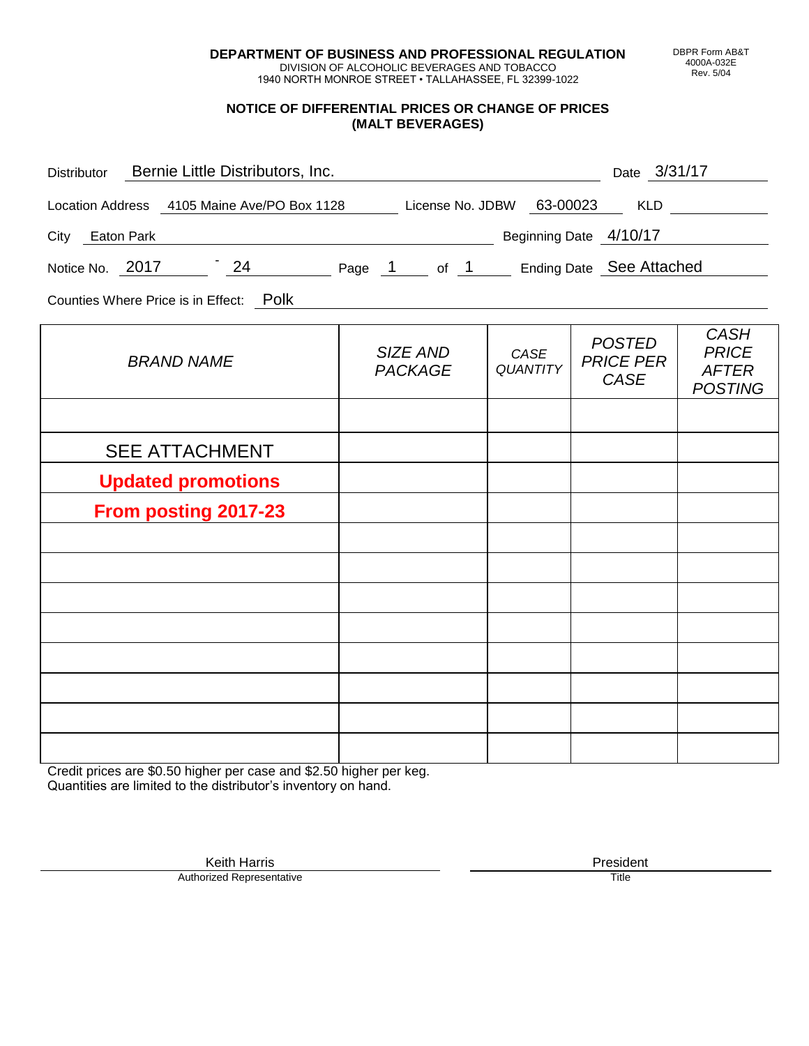**DEPARTMENT OF BUSINESS AND PROFESSIONAL REGULATION**
DIVISION OF ALCOHOLIC BEVERAGES AND TOBACCO
1940 NORTH MONROE STREET • TALLAHASSEE, FL 32399-1022

DBPR Form AB&T
4000A-032E
Rev. 5/04

## NOTICE OF DIFFERENTIAL PRICES OR CHANGE OF PRICES (MALT BEVERAGES)

Distributor: Bernie Little Distributors, Inc.  Date: 3/31/17

Location Address: 4105 Maine Ave/PO Box 1128  License No. JDBW: 63-00023  KLD:

City: Eaton Park  Beginning Date: 4/10/17

Notice No. 2017 - 24  Page 1 of 1  Ending Date: See Attached

Counties Where Price is in Effect: Polk

| *BRAND NAME* | *SIZE AND PACKAGE* | *CASE QUANTITY* | *POSTED PRICE PER CASE* | *CASH PRICE AFTER POSTING* |
|---|---|---|---|---|
| | | | | |
| SEE ATTACHMENT | | | | |
| **Updated promotions** | | | | |
| **From posting 2017-23** | | | | |
| | | | | |
| | | | | |
| | | | | |
| | | | | |
| | | | | |
| | | | | |
| | | | | |
| | | | | |

Credit prices are $0.50 higher per case and $2.50 higher per keg.
Quantities are limited to the distributor's inventory on hand.

Keith Harris
Authorized Representative

President
Title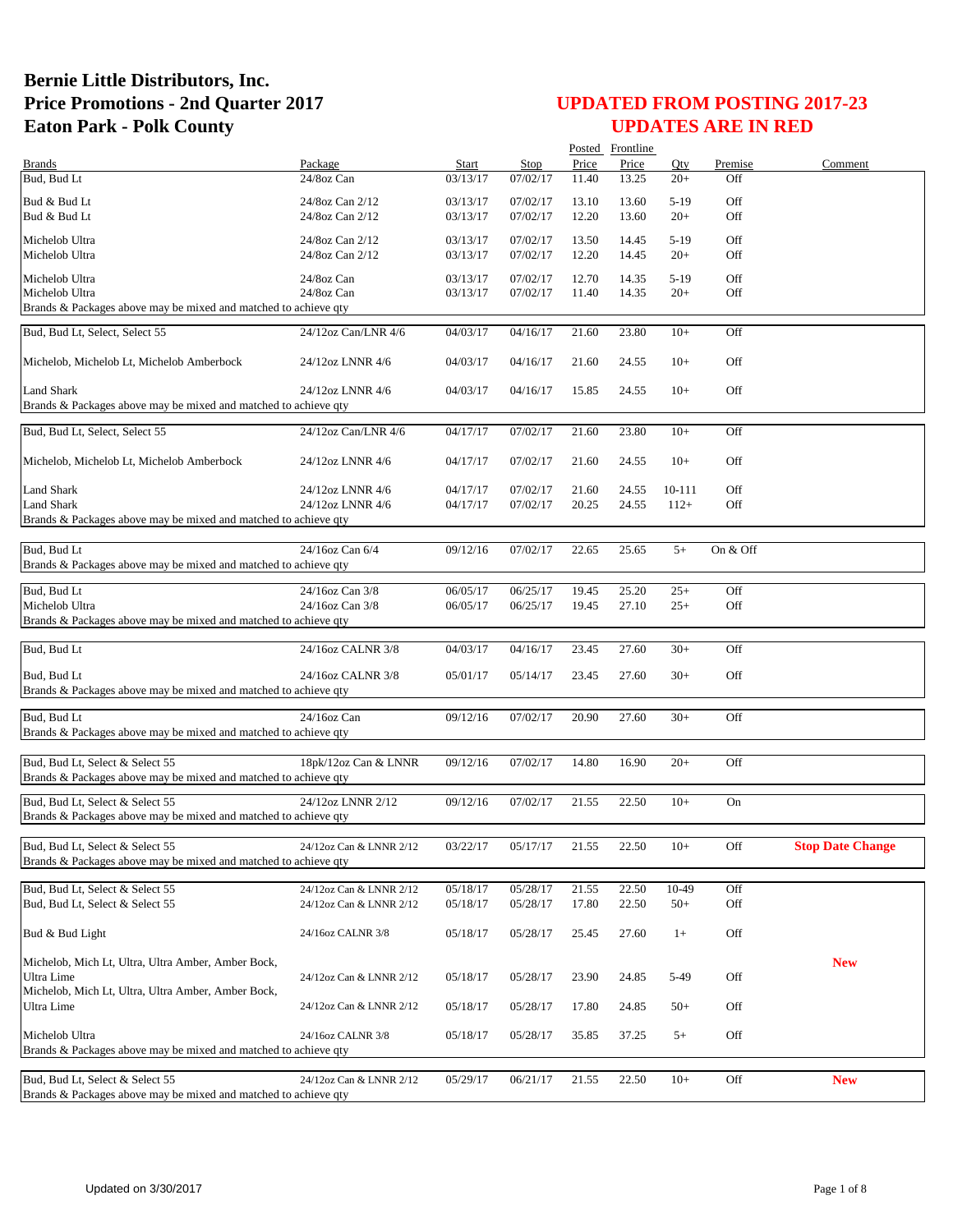# Bernie Little Distributors, Inc.
# Price Promotions - 2nd Quarter 2017
# Eaton Park - Polk County

## UPDATED FROM POSTING 2017-23
## UPDATES ARE IN RED

| Brands | Package | Start | Stop | Posted Price | Frontline Price | Qty | Premise | Comment |
|---|---|---|---|---|---|---|---|---|
| Bud, Bud Lt | 24/8oz Can | 03/13/17 | 07/02/17 | 11.40 | 13.25 | 20+ | Off | |
| Bud & Bud Lt | 24/8oz Can 2/12 | 03/13/17 | 07/02/17 | 13.10 | 13.60 | 5-19 | Off | |
| Bud & Bud Lt | 24/8oz Can 2/12 | 03/13/17 | 07/02/17 | 12.20 | 13.60 | 20+ | Off | |
| Michelob Ultra | 24/8oz Can 2/12 | 03/13/17 | 07/02/17 | 13.50 | 14.45 | 5-19 | Off | |
| Michelob Ultra | 24/8oz Can 2/12 | 03/13/17 | 07/02/17 | 12.20 | 14.45 | 20+ | Off | |
| Michelob Ultra | 24/8oz Can | 03/13/17 | 07/02/17 | 12.70 | 14.35 | 5-19 | Off | |
| Michelob Ultra | 24/8oz Can | 03/13/17 | 07/02/17 | 11.40 | 14.35 | 20+ | Off | |
| Brands & Packages above may be mixed and matched to achieve qty | | | | | | | | |
| Bud, Bud Lt, Select, Select 55 | 24/12oz Can/LNR 4/6 | 04/03/17 | 04/16/17 | 21.60 | 23.80 | 10+ | Off | |
| Michelob, Michelob Lt, Michelob Amberbock | 24/12oz LNNR 4/6 | 04/03/17 | 04/16/17 | 21.60 | 24.55 | 10+ | Off | |
| Land Shark | 24/12oz LNNR 4/6 | 04/03/17 | 04/16/17 | 15.85 | 24.55 | 10+ | Off | |
| Brands & Packages above may be mixed and matched to achieve qty | | | | | | | | |
| Bud, Bud Lt, Select, Select 55 | 24/12oz Can/LNR 4/6 | 04/17/17 | 07/02/17 | 21.60 | 23.80 | 10+ | Off | |
| Michelob, Michelob Lt, Michelob Amberbock | 24/12oz LNNR 4/6 | 04/17/17 | 07/02/17 | 21.60 | 24.55 | 10+ | Off | |
| Land Shark | 24/12oz LNNR 4/6 | 04/17/17 | 07/02/17 | 21.60 | 24.55 | 10-111 | Off | |
| Land Shark | 24/12oz LNNR 4/6 | 04/17/17 | 07/02/17 | 20.25 | 24.55 | 112+ | Off | |
| Brands & Packages above may be mixed and matched to achieve qty | | | | | | | | |
| Bud, Bud Lt | 24/16oz Can 6/4 | 09/12/16 | 07/02/17 | 22.65 | 25.65 | 5+ | On & Off | |
| Brands & Packages above may be mixed and matched to achieve qty | | | | | | | | |
| Bud, Bud Lt | 24/16oz Can 3/8 | 06/05/17 | 06/25/17 | 19.45 | 25.20 | 25+ | Off | |
| Michelob Ultra | 24/16oz Can 3/8 | 06/05/17 | 06/25/17 | 19.45 | 27.10 | 25+ | Off | |
| Brands & Packages above may be mixed and matched to achieve qty | | | | | | | | |
| Bud, Bud Lt | 24/16oz CALNR 3/8 | 04/03/17 | 04/16/17 | 23.45 | 27.60 | 30+ | Off | |
| Bud, Bud Lt | 24/16oz CALNR 3/8 | 05/01/17 | 05/14/17 | 23.45 | 27.60 | 30+ | Off | |
| Brands & Packages above may be mixed and matched to achieve qty | | | | | | | | |
| Bud, Bud Lt | 24/16oz Can | 09/12/16 | 07/02/17 | 20.90 | 27.60 | 30+ | Off | |
| Brands & Packages above may be mixed and matched to achieve qty | | | | | | | | |
| Bud, Bud Lt, Select & Select 55 | 18pk/12oz Can & LNNR | 09/12/16 | 07/02/17 | 14.80 | 16.90 | 20+ | Off | |
| Brands & Packages above may be mixed and matched to achieve qty | | | | | | | | |
| Bud, Bud Lt, Select & Select 55 | 24/12oz LNNR 2/12 | 09/12/16 | 07/02/17 | 21.55 | 22.50 | 10+ | On | |
| Brands & Packages above may be mixed and matched to achieve qty | | | | | | | | |
| Bud, Bud Lt, Select & Select 55 | 24/12oz Can & LNNR 2/12 | 03/22/17 | 05/17/17 | 21.55 | 22.50 | 10+ | Off | **Stop Date Change** |
| Brands & Packages above may be mixed and matched to achieve qty | | | | | | | | |
| Bud, Bud Lt, Select & Select 55 | 24/12oz Can & LNNR 2/12 | 05/18/17 | 05/28/17 | 21.55 | 22.50 | 10-49 | Off | |
| Bud, Bud Lt, Select & Select 55 | 24/12oz Can & LNNR 2/12 | 05/18/17 | 05/28/17 | 17.80 | 22.50 | 50+ | Off | |
| Bud & Bud Light | 24/16oz CALNR 3/8 | 05/18/17 | 05/28/17 | 25.45 | 27.60 | 1+ | Off | |
| Michelob, Mich Lt, Ultra, Ultra Amber, Amber Bock, Ultra Lime | 24/12oz Can & LNNR 2/12 | 05/18/17 | 05/28/17 | 23.90 | 24.85 | 5-49 | Off | **New** |
| Michelob, Mich Lt, Ultra, Ultra Amber, Amber Bock, Ultra Lime | 24/12oz Can & LNNR 2/12 | 05/18/17 | 05/28/17 | 17.80 | 24.85 | 50+ | Off | |
| Michelob Ultra | 24/16oz CALNR 3/8 | 05/18/17 | 05/28/17 | 35.85 | 37.25 | 5+ | Off | |
| Brands & Packages above may be mixed and matched to achieve qty | | | | | | | | |
| Bud, Bud Lt, Select & Select 55 | 24/12oz Can & LNNR 2/12 | 05/29/17 | 06/21/17 | 21.55 | 22.50 | 10+ | Off | **New** |
| Brands & Packages above may be mixed and matched to achieve qty | | | | | | | | |

Updated on 3/30/2017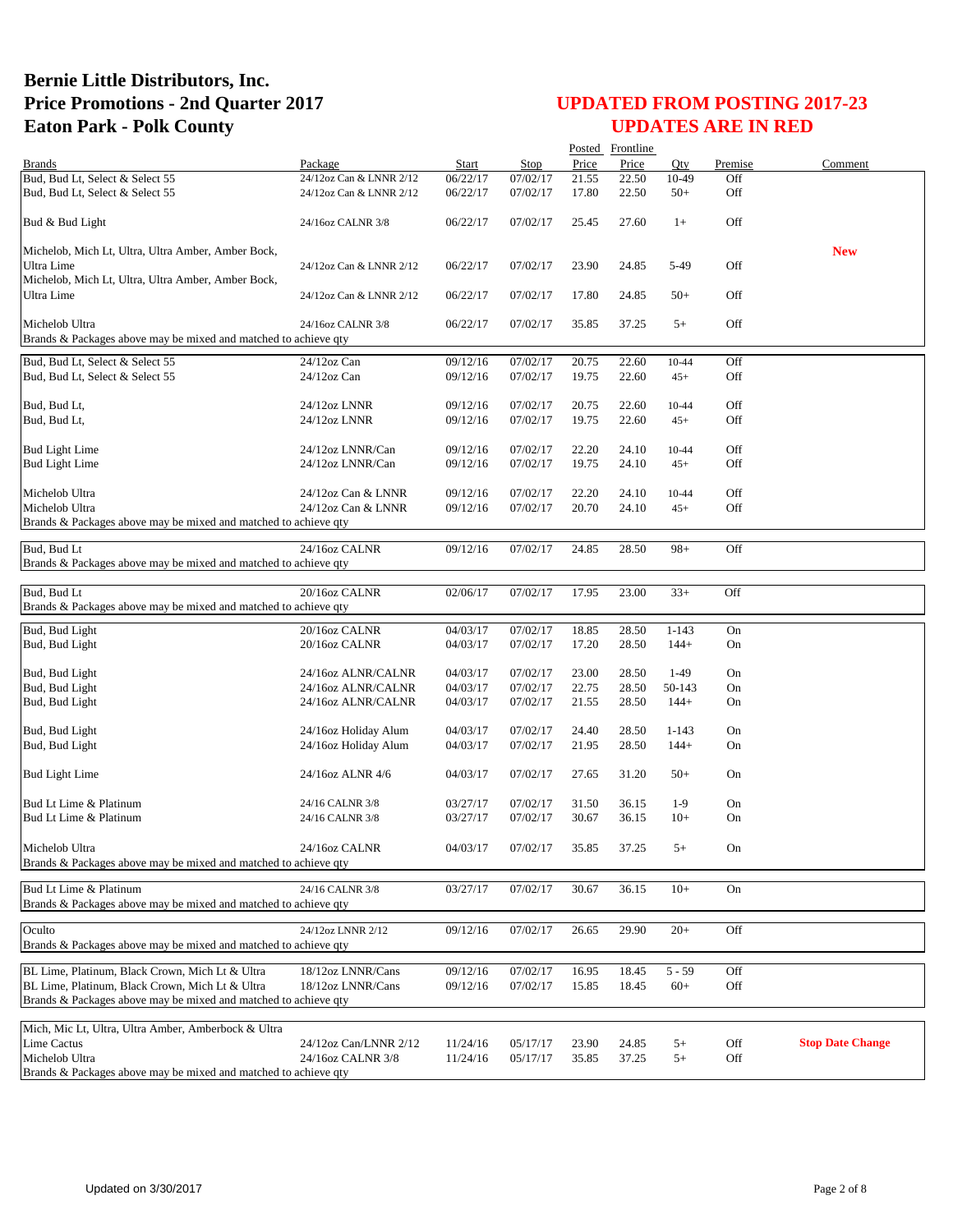# Bernie Little Distributors, Inc.
# Price Promotions - 2nd Quarter 2017
# Eaton Park - Polk County

## UPDATED FROM POSTING 2017-23
## UPDATES ARE IN RED

| Brands | Package | Start | Stop | Posted Price | Frontline Price | Qty | Premise | Comment |
|---|---|---|---|---|---|---|---|---|
| Bud, Bud Lt, Select & Select 55 | 24/12oz Can & LNNR 2/12 | 06/22/17 | 07/02/17 | 21.55 | 22.50 | 10-49 | Off | |
| Bud, Bud Lt, Select & Select 55 | 24/12oz Can & LNNR 2/12 | 06/22/17 | 07/02/17 | 17.80 | 22.50 | 50+ | Off | |
| Bud & Bud Light | 24/16oz CALNR 3/8 | 06/22/17 | 07/02/17 | 25.45 | 27.60 | 1+ | Off | |
| Michelob, Mich Lt, Ultra, Ultra Amber, Amber Bock, Ultra Lime | 24/12oz Can & LNNR 2/12 | 06/22/17 | 07/02/17 | 23.90 | 24.85 | 5-49 | Off | **New** |
| Michelob, Mich Lt, Ultra, Ultra Amber, Amber Bock, Ultra Lime | 24/12oz Can & LNNR 2/12 | 06/22/17 | 07/02/17 | 17.80 | 24.85 | 50+ | Off | |
| Michelob Ultra | 24/16oz CALNR 3/8 | 06/22/17 | 07/02/17 | 35.85 | 37.25 | 5+ | Off | |
| Brands & Packages above may be mixed and matched to achieve qty | | | | | | | | |
| Bud, Bud Lt, Select & Select 55 | 24/12oz Can | 09/12/16 | 07/02/17 | 20.75 | 22.60 | 10-44 | Off | |
| Bud, Bud Lt, Select & Select 55 | 24/12oz Can | 09/12/16 | 07/02/17 | 19.75 | 22.60 | 45+ | Off | |
| Bud, Bud Lt, | 24/12oz LNNR | 09/12/16 | 07/02/17 | 20.75 | 22.60 | 10-44 | Off | |
| Bud, Bud Lt, | 24/12oz LNNR | 09/12/16 | 07/02/17 | 19.75 | 22.60 | 45+ | Off | |
| Bud Light Lime | 24/12oz LNNR/Can | 09/12/16 | 07/02/17 | 22.20 | 24.10 | 10-44 | Off | |
| Bud Light Lime | 24/12oz LNNR/Can | 09/12/16 | 07/02/17 | 19.75 | 24.10 | 45+ | Off | |
| Michelob Ultra | 24/12oz Can & LNNR | 09/12/16 | 07/02/17 | 22.20 | 24.10 | 10-44 | Off | |
| Michelob Ultra | 24/12oz Can & LNNR | 09/12/16 | 07/02/17 | 20.70 | 24.10 | 45+ | Off | |
| Brands & Packages above may be mixed and matched to achieve qty | | | | | | | | |
| Bud, Bud Lt | 24/16oz CALNR | 09/12/16 | 07/02/17 | 24.85 | 28.50 | 98+ | Off | |
| Brands & Packages above may be mixed and matched to achieve qty | | | | | | | | |
| Bud, Bud Lt | 20/16oz CALNR | 02/06/17 | 07/02/17 | 17.95 | 23.00 | 33+ | Off | |
| Brands & Packages above may be mixed and matched to achieve qty | | | | | | | | |
| Bud, Bud Light | 20/16oz CALNR | 04/03/17 | 07/02/17 | 18.85 | 28.50 | 1-143 | On | |
| Bud, Bud Light | 20/16oz CALNR | 04/03/17 | 07/02/17 | 17.20 | 28.50 | 144+ | On | |
| Bud, Bud Light | 24/16oz ALNR/CALNR | 04/03/17 | 07/02/17 | 23.00 | 28.50 | 1-49 | On | |
| Bud, Bud Light | 24/16oz ALNR/CALNR | 04/03/17 | 07/02/17 | 22.75 | 28.50 | 50-143 | On | |
| Bud, Bud Light | 24/16oz ALNR/CALNR | 04/03/17 | 07/02/17 | 21.55 | 28.50 | 144+ | On | |
| Bud, Bud Light | 24/16oz Holiday Alum | 04/03/17 | 07/02/17 | 24.40 | 28.50 | 1-143 | On | |
| Bud, Bud Light | 24/16oz Holiday Alum | 04/03/17 | 07/02/17 | 21.95 | 28.50 | 144+ | On | |
| Bud Light Lime | 24/16oz ALNR 4/6 | 04/03/17 | 07/02/17 | 27.65 | 31.20 | 50+ | On | |
| Bud Lt Lime & Platinum | 24/16 CALNR 3/8 | 03/27/17 | 07/02/17 | 31.50 | 36.15 | 1-9 | On | |
| Bud Lt Lime & Platinum | 24/16 CALNR 3/8 | 03/27/17 | 07/02/17 | 30.67 | 36.15 | 10+ | On | |
| Michelob Ultra | 24/16oz CALNR | 04/03/17 | 07/02/17 | 35.85 | 37.25 | 5+ | On | |
| Brands & Packages above may be mixed and matched to achieve qty | | | | | | | | |
| Bud Lt Lime & Platinum | 24/16 CALNR 3/8 | 03/27/17 | 07/02/17 | 30.67 | 36.15 | 10+ | On | |
| Brands & Packages above may be mixed and matched to achieve qty | | | | | | | | |
| Oculto | 24/12oz LNNR 2/12 | 09/12/16 | 07/02/17 | 26.65 | 29.90 | 20+ | Off | |
| Brands & Packages above may be mixed and matched to achieve qty | | | | | | | | |
| BL Lime, Platinum, Black Crown, Mich Lt & Ultra | 18/12oz LNNR/Cans | 09/12/16 | 07/02/17 | 16.95 | 18.45 | 5 - 59 | Off | |
| BL Lime, Platinum, Black Crown, Mich Lt & Ultra | 18/12oz LNNR/Cans | 09/12/16 | 07/02/17 | 15.85 | 18.45 | 60+ | Off | |
| Brands & Packages above may be mixed and matched to achieve qty | | | | | | | | |
| Mich, Mic Lt, Ultra, Ultra Amber, Amberbock & Ultra Lime Cactus | 24/12oz Can/LNNR 2/12 | 11/24/16 | 05/17/17 | 23.90 | 24.85 | 5+ | Off | **Stop Date Change** |
| Michelob Ultra | 24/16oz CALNR 3/8 | 11/24/16 | 05/17/17 | 35.85 | 37.25 | 5+ | Off | |
| Brands & Packages above may be mixed and matched to achieve qty | | | | | | | | |

Updated on 3/30/2017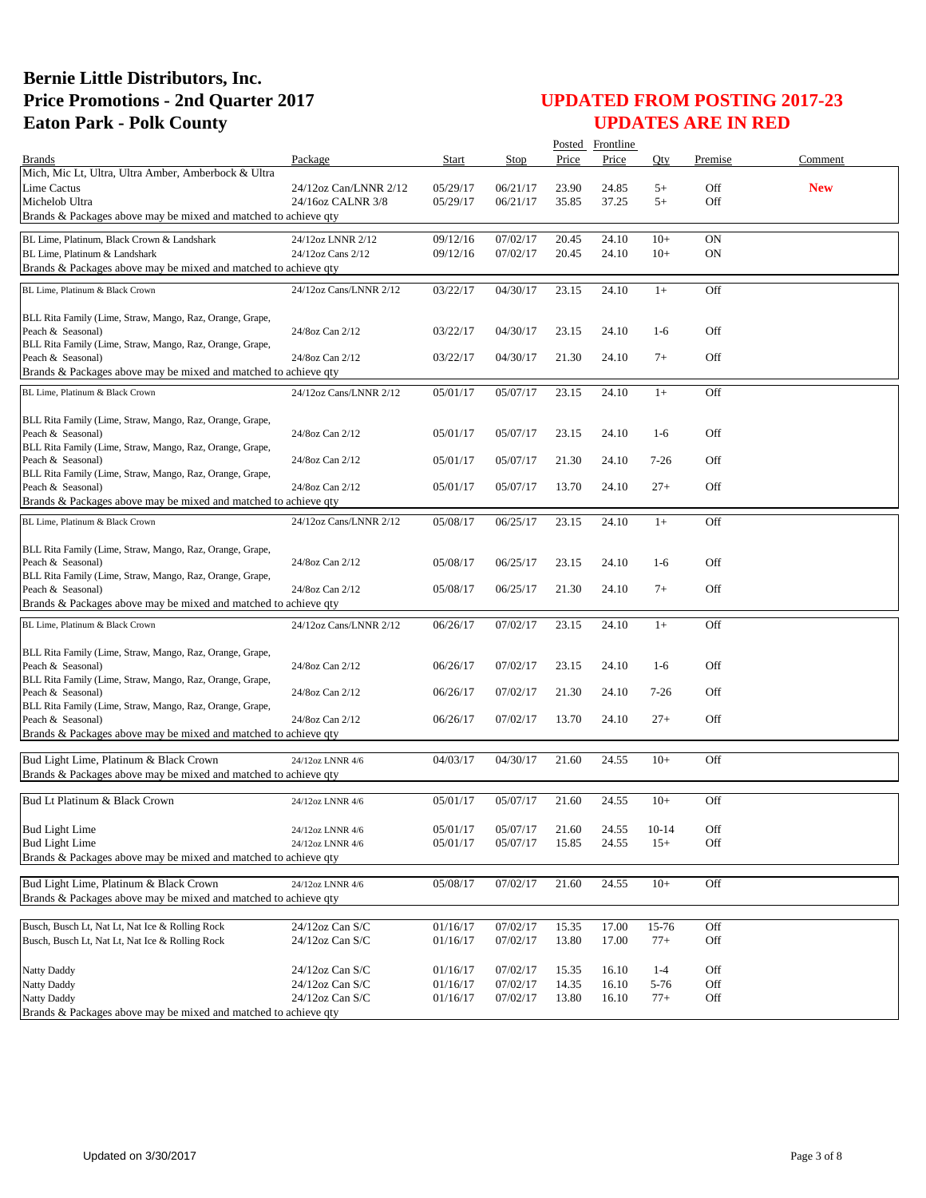# Bernie Little Distributors, Inc.
# Price Promotions - 2nd Quarter 2017
# Eaton Park - Polk County

## UPDATED FROM POSTING 2017-23
## UPDATES ARE IN RED

| Brands | Package | Start | Stop | Posted Price | Frontline Price | Qty | Premise | Comment |
|---|---|---|---|---|---|---|---|---|
| Mich, Mic Lt, Ultra, Ultra Amber, Amberbock & Ultra Lime Cactus | 24/12oz Can/LNNR 2/12 | 05/29/17 | 06/21/17 | 23.90 | 24.85 | 5+ | Off | **New** |
| Michelob Ultra | 24/16oz CALNR 3/8 | 05/29/17 | 06/21/17 | 35.85 | 37.25 | 5+ | Off | |
| Brands & Packages above may be mixed and matched to achieve qty | | | | | | | | |
| BL Lime, Platinum, Black Crown & Landshark | 24/12oz LNNR 2/12 | 09/12/16 | 07/02/17 | 20.45 | 24.10 | 10+ | ON | |
| BL Lime, Platinum & Landshark | 24/12oz Cans 2/12 | 09/12/16 | 07/02/17 | 20.45 | 24.10 | 10+ | ON | |
| Brands & Packages above may be mixed and matched to achieve qty | | | | | | | | |
| BL Lime, Platinum & Black Crown | 24/12oz Cans/LNNR 2/12 | 03/22/17 | 04/30/17 | 23.15 | 24.10 | 1+ | Off | |
| BLL Rita Family (Lime, Straw, Mango, Raz, Orange, Grape, Peach & Seasonal) | 24/8oz Can 2/12 | 03/22/17 | 04/30/17 | 23.15 | 24.10 | 1-6 | Off | |
| BLL Rita Family (Lime, Straw, Mango, Raz, Orange, Grape, Peach & Seasonal) | 24/8oz Can 2/12 | 03/22/17 | 04/30/17 | 21.30 | 24.10 | 7+ | Off | |
| Brands & Packages above may be mixed and matched to achieve qty | | | | | | | | |
| BL Lime, Platinum & Black Crown | 24/12oz Cans/LNNR 2/12 | 05/01/17 | 05/07/17 | 23.15 | 24.10 | 1+ | Off | |
| BLL Rita Family (Lime, Straw, Mango, Raz, Orange, Grape, Peach & Seasonal) | 24/8oz Can 2/12 | 05/01/17 | 05/07/17 | 23.15 | 24.10 | 1-6 | Off | |
| BLL Rita Family (Lime, Straw, Mango, Raz, Orange, Grape, Peach & Seasonal) | 24/8oz Can 2/12 | 05/01/17 | 05/07/17 | 21.30 | 24.10 | 7-26 | Off | |
| BLL Rita Family (Lime, Straw, Mango, Raz, Orange, Grape, Peach & Seasonal) | 24/8oz Can 2/12 | 05/01/17 | 05/07/17 | 13.70 | 24.10 | 27+ | Off | |
| Brands & Packages above may be mixed and matched to achieve qty | | | | | | | | |
| BL Lime, Platinum & Black Crown | 24/12oz Cans/LNNR 2/12 | 05/08/17 | 06/25/17 | 23.15 | 24.10 | 1+ | Off | |
| BLL Rita Family (Lime, Straw, Mango, Raz, Orange, Grape, Peach & Seasonal) | 24/8oz Can 2/12 | 05/08/17 | 06/25/17 | 23.15 | 24.10 | 1-6 | Off | |
| BLL Rita Family (Lime, Straw, Mango, Raz, Orange, Grape, Peach & Seasonal) | 24/8oz Can 2/12 | 05/08/17 | 06/25/17 | 21.30 | 24.10 | 7+ | Off | |
| Brands & Packages above may be mixed and matched to achieve qty | | | | | | | | |
| BL Lime, Platinum & Black Crown | 24/12oz Cans/LNNR 2/12 | 06/26/17 | 07/02/17 | 23.15 | 24.10 | 1+ | Off | |
| BLL Rita Family (Lime, Straw, Mango, Raz, Orange, Grape, Peach & Seasonal) | 24/8oz Can 2/12 | 06/26/17 | 07/02/17 | 23.15 | 24.10 | 1-6 | Off | |
| BLL Rita Family (Lime, Straw, Mango, Raz, Orange, Grape, Peach & Seasonal) | 24/8oz Can 2/12 | 06/26/17 | 07/02/17 | 21.30 | 24.10 | 7-26 | Off | |
| BLL Rita Family (Lime, Straw, Mango, Raz, Orange, Grape, Peach & Seasonal) | 24/8oz Can 2/12 | 06/26/17 | 07/02/17 | 13.70 | 24.10 | 27+ | Off | |
| Brands & Packages above may be mixed and matched to achieve qty | | | | | | | | |
| Bud Light Lime, Platinum & Black Crown | 24/12oz LNNR 4/6 | 04/03/17 | 04/30/17 | 21.60 | 24.55 | 10+ | Off | |
| Brands & Packages above may be mixed and matched to achieve qty | | | | | | | | |
| Bud Lt Platinum & Black Crown | 24/12oz LNNR 4/6 | 05/01/17 | 05/07/17 | 21.60 | 24.55 | 10+ | Off | |
| Bud Light Lime | 24/12oz LNNR 4/6 | 05/01/17 | 05/07/17 | 21.60 | 24.55 | 10-14 | Off | |
| Bud Light Lime | 24/12oz LNNR 4/6 | 05/01/17 | 05/07/17 | 15.85 | 24.55 | 15+ | Off | |
| Brands & Packages above may be mixed and matched to achieve qty | | | | | | | | |
| Bud Light Lime, Platinum & Black Crown | 24/12oz LNNR 4/6 | 05/08/17 | 07/02/17 | 21.60 | 24.55 | 10+ | Off | |
| Brands & Packages above may be mixed and matched to achieve qty | | | | | | | | |
| Busch, Busch Lt, Nat Lt, Nat Ice & Rolling Rock | 24/12oz Can S/C | 01/16/17 | 07/02/17 | 15.35 | 17.00 | 15-76 | Off | |
| Busch, Busch Lt, Nat Lt, Nat Ice & Rolling Rock | 24/12oz Can S/C | 01/16/17 | 07/02/17 | 13.80 | 17.00 | 77+ | Off | |
| Natty Daddy | 24/12oz Can S/C | 01/16/17 | 07/02/17 | 15.35 | 16.10 | 1-4 | Off | |
| Natty Daddy | 24/12oz Can S/C | 01/16/17 | 07/02/17 | 14.35 | 16.10 | 5-76 | Off | |
| Natty Daddy | 24/12oz Can S/C | 01/16/17 | 07/02/17 | 13.80 | 16.10 | 77+ | Off | |
| Brands & Packages above may be mixed and matched to achieve qty | | | | | | | | |

Updated on 3/30/2017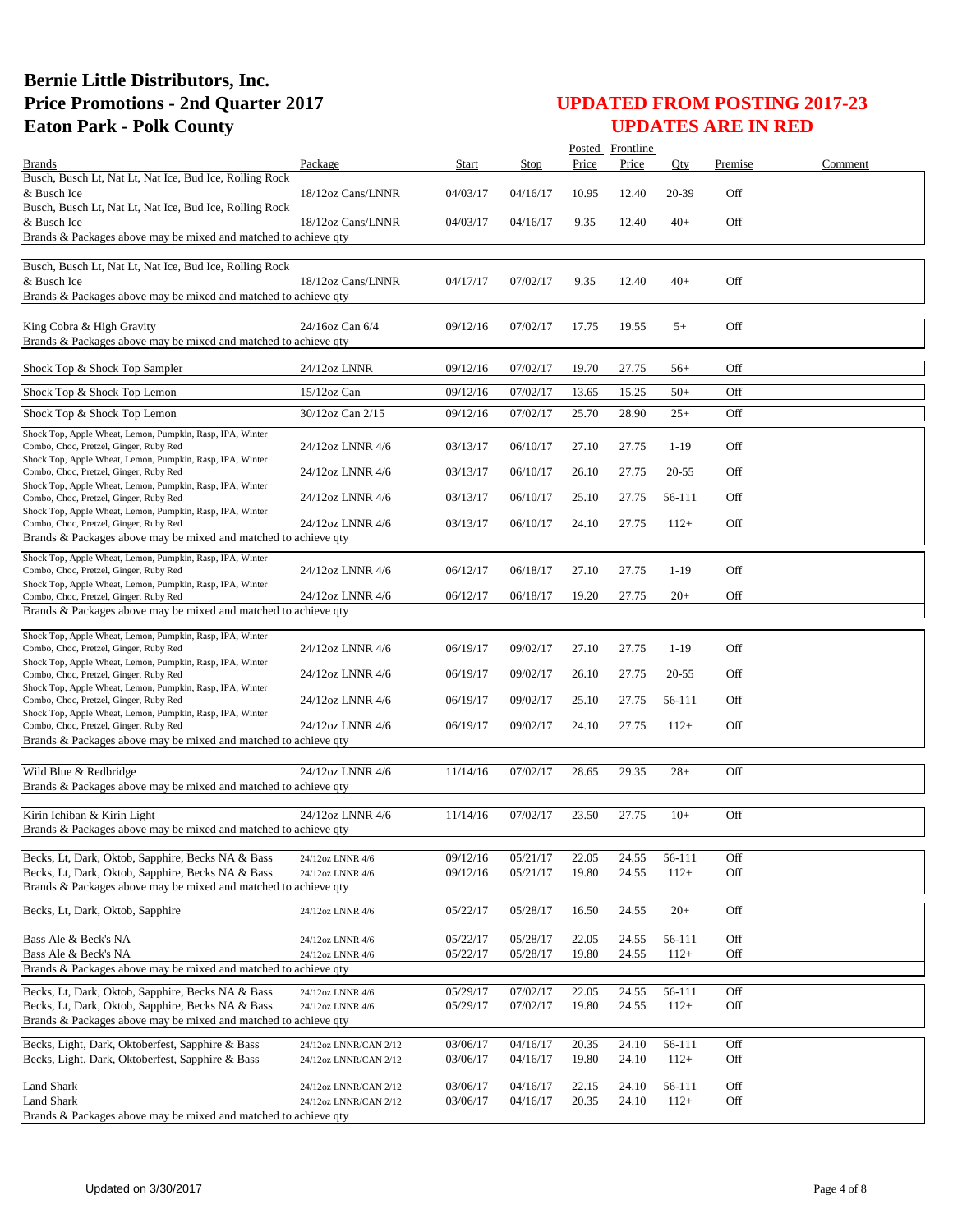# Bernie Little Distributors, Inc.
# Price Promotions - 2nd Quarter 2017
# Eaton Park - Polk County

## UPDATED FROM POSTING 2017-23
## UPDATES ARE IN RED

| Brands | Package | Start | Stop | Posted Price | Frontline Price | Qty | Premise | Comment |
|---|---|---|---|---|---|---|---|---|
| Busch, Busch Lt, Nat Lt, Nat Ice, Bud Ice, Rolling Rock & Busch Ice | 18/12oz Cans/LNNR | 04/03/17 | 04/16/17 | 10.95 | 12.40 | 20-39 | Off | |
| Busch, Busch Lt, Nat Lt, Nat Ice, Bud Ice, Rolling Rock & Busch Ice | 18/12oz Cans/LNNR | 04/03/17 | 04/16/17 | 9.35 | 12.40 | 40+ | Off | |
| Brands & Packages above may be mixed and matched to achieve qty | | | | | | | | |
| Busch, Busch Lt, Nat Lt, Nat Ice, Bud Ice, Rolling Rock & Busch Ice | 18/12oz Cans/LNNR | 04/17/17 | 07/02/17 | 9.35 | 12.40 | 40+ | Off | |
| Brands & Packages above may be mixed and matched to achieve qty | | | | | | | | |
| King Cobra & High Gravity | 24/16oz Can 6/4 | 09/12/16 | 07/02/17 | 17.75 | 19.55 | 5+ | Off | |
| Brands & Packages above may be mixed and matched to achieve qty | | | | | | | | |
| Shock Top & Shock Top Sampler | 24/12oz LNNR | 09/12/16 | 07/02/17 | 19.70 | 27.75 | 56+ | Off | |
| Shock Top & Shock Top Lemon | 15/12oz Can | 09/12/16 | 07/02/17 | 13.65 | 15.25 | 50+ | Off | |
| Shock Top & Shock Top Lemon | 30/12oz Can 2/15 | 09/12/16 | 07/02/17 | 25.70 | 28.90 | 25+ | Off | |
| Shock Top, Apple Wheat, Lemon, Pumpkin, Rasp, IPA, Winter Combo, Choc, Pretzel, Ginger, Ruby Red | 24/12oz LNNR 4/6 | 03/13/17 | 06/10/17 | 27.10 | 27.75 | 1-19 | Off | |
| Shock Top, Apple Wheat, Lemon, Pumpkin, Rasp, IPA, Winter Combo, Choc, Pretzel, Ginger, Ruby Red | 24/12oz LNNR 4/6 | 03/13/17 | 06/10/17 | 26.10 | 27.75 | 20-55 | Off | |
| Shock Top, Apple Wheat, Lemon, Pumpkin, Rasp, IPA, Winter Combo, Choc, Pretzel, Ginger, Ruby Red | 24/12oz LNNR 4/6 | 03/13/17 | 06/10/17 | 25.10 | 27.75 | 56-111 | Off | |
| Shock Top, Apple Wheat, Lemon, Pumpkin, Rasp, IPA, Winter Combo, Choc, Pretzel, Ginger, Ruby Red | 24/12oz LNNR 4/6 | 03/13/17 | 06/10/17 | 24.10 | 27.75 | 112+ | Off | |
| Brands & Packages above may be mixed and matched to achieve qty | | | | | | | | |
| Shock Top, Apple Wheat, Lemon, Pumpkin, Rasp, IPA, Winter Combo, Choc, Pretzel, Ginger, Ruby Red | 24/12oz LNNR 4/6 | 06/12/17 | 06/18/17 | 27.10 | 27.75 | 1-19 | Off | |
| Shock Top, Apple Wheat, Lemon, Pumpkin, Rasp, IPA, Winter Combo, Choc, Pretzel, Ginger, Ruby Red | 24/12oz LNNR 4/6 | 06/12/17 | 06/18/17 | 19.20 | 27.75 | 20+ | Off | |
| Brands & Packages above may be mixed and matched to achieve qty | | | | | | | | |
| Shock Top, Apple Wheat, Lemon, Pumpkin, Rasp, IPA, Winter Combo, Choc, Pretzel, Ginger, Ruby Red | 24/12oz LNNR 4/6 | 06/19/17 | 09/02/17 | 27.10 | 27.75 | 1-19 | Off | |
| Shock Top, Apple Wheat, Lemon, Pumpkin, Rasp, IPA, Winter Combo, Choc, Pretzel, Ginger, Ruby Red | 24/12oz LNNR 4/6 | 06/19/17 | 09/02/17 | 26.10 | 27.75 | 20-55 | Off | |
| Shock Top, Apple Wheat, Lemon, Pumpkin, Rasp, IPA, Winter Combo, Choc, Pretzel, Ginger, Ruby Red | 24/12oz LNNR 4/6 | 06/19/17 | 09/02/17 | 25.10 | 27.75 | 56-111 | Off | |
| Shock Top, Apple Wheat, Lemon, Pumpkin, Rasp, IPA, Winter Combo, Choc, Pretzel, Ginger, Ruby Red | 24/12oz LNNR 4/6 | 06/19/17 | 09/02/17 | 24.10 | 27.75 | 112+ | Off | |
| Brands & Packages above may be mixed and matched to achieve qty | | | | | | | | |
| Wild Blue & Redbridge | 24/12oz LNNR 4/6 | 11/14/16 | 07/02/17 | 28.65 | 29.35 | 28+ | Off | |
| Brands & Packages above may be mixed and matched to achieve qty | | | | | | | | |
| Kirin Ichiban & Kirin Light | 24/12oz LNNR 4/6 | 11/14/16 | 07/02/17 | 23.50 | 27.75 | 10+ | Off | |
| Brands & Packages above may be mixed and matched to achieve qty | | | | | | | | |
| Becks, Lt, Dark, Oktob, Sapphire, Becks NA & Bass | 24/12oz LNNR 4/6 | 09/12/16 | 05/21/17 | 22.05 | 24.55 | 56-111 | Off | |
| Becks, Lt, Dark, Oktob, Sapphire, Becks NA & Bass | 24/12oz LNNR 4/6 | 09/12/16 | 05/21/17 | 19.80 | 24.55 | 112+ | Off | |
| Brands & Packages above may be mixed and matched to achieve qty | | | | | | | | |
| Becks, Lt, Dark, Oktob, Sapphire | 24/12oz LNNR 4/6 | 05/22/17 | 05/28/17 | 16.50 | 24.55 | 20+ | Off | |
| Bass Ale & Beck's NA | 24/12oz LNNR 4/6 | 05/22/17 | 05/28/17 | 22.05 | 24.55 | 56-111 | Off | |
| Bass Ale & Beck's NA | 24/12oz LNNR 4/6 | 05/22/17 | 05/28/17 | 19.80 | 24.55 | 112+ | Off | |
| Brands & Packages above may be mixed and matched to achieve qty | | | | | | | | |
| Becks, Lt, Dark, Oktob, Sapphire, Becks NA & Bass | 24/12oz LNNR 4/6 | 05/29/17 | 07/02/17 | 22.05 | 24.55 | 56-111 | Off | |
| Becks, Lt, Dark, Oktob, Sapphire, Becks NA & Bass | 24/12oz LNNR 4/6 | 05/29/17 | 07/02/17 | 19.80 | 24.55 | 112+ | Off | |
| Brands & Packages above may be mixed and matched to achieve qty | | | | | | | | |
| Becks, Light, Dark, Oktoberfest, Sapphire & Bass | 24/12oz LNNR/CAN 2/12 | 03/06/17 | 04/16/17 | 20.35 | 24.10 | 56-111 | Off | |
| Becks, Light, Dark, Oktoberfest, Sapphire & Bass | 24/12oz LNNR/CAN 2/12 | 03/06/17 | 04/16/17 | 19.80 | 24.10 | 112+ | Off | |
| Land Shark | 24/12oz LNNR/CAN 2/12 | 03/06/17 | 04/16/17 | 22.15 | 24.10 | 56-111 | Off | |
| Land Shark | 24/12oz LNNR/CAN 2/12 | 03/06/17 | 04/16/17 | 20.35 | 24.10 | 112+ | Off | |
| Brands & Packages above may be mixed and matched to achieve qty | | | | | | | | |

Updated on 3/30/2017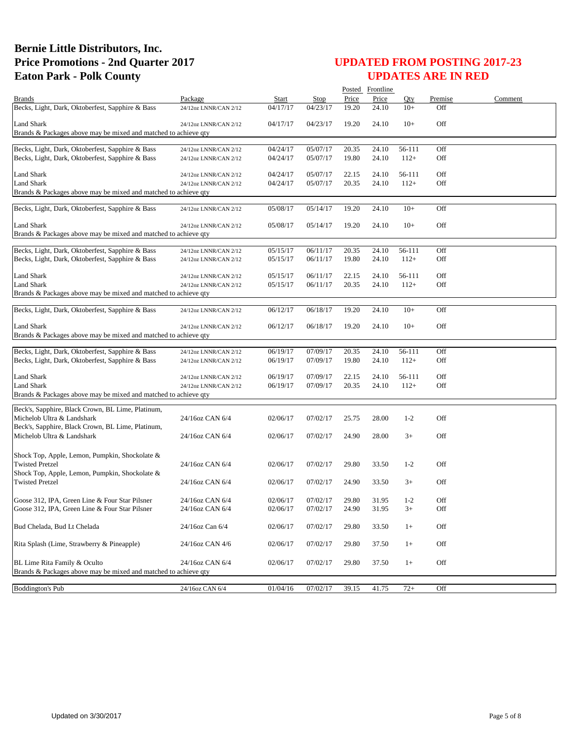# Bernie Little Distributors, Inc.
# Price Promotions - 2nd Quarter 2017
# Eaton Park - Polk County

## UPDATED FROM POSTING 2017-23
## UPDATES ARE IN RED

| Brands | Package | Start | Stop | Posted Price | Frontline Price | Qty | Premise | Comment |
|---|---|---|---|---|---|---|---|---|
| Becks, Light, Dark, Oktoberfest, Sapphire & Bass | 24/12oz LNNR/CAN 2/12 | 04/17/17 | 04/23/17 | 19.20 | 24.10 | 10+ | Off | |
| Land Shark | 24/12oz LNNR/CAN 2/12 | 04/17/17 | 04/23/17 | 19.20 | 24.10 | 10+ | Off | |
| Brands & Packages above may be mixed and matched to achieve qty | | | | | | | | |
| Becks, Light, Dark, Oktoberfest, Sapphire & Bass | 24/12oz LNNR/CAN 2/12 | 04/24/17 | 05/07/17 | 20.35 | 24.10 | 56-111 | Off | |
| Becks, Light, Dark, Oktoberfest, Sapphire & Bass | 24/12oz LNNR/CAN 2/12 | 04/24/17 | 05/07/17 | 19.80 | 24.10 | 112+ | Off | |
| Land Shark | 24/12oz LNNR/CAN 2/12 | 04/24/17 | 05/07/17 | 22.15 | 24.10 | 56-111 | Off | |
| Land Shark | 24/12oz LNNR/CAN 2/12 | 04/24/17 | 05/07/17 | 20.35 | 24.10 | 112+ | Off | |
| Brands & Packages above may be mixed and matched to achieve qty | | | | | | | | |
| Becks, Light, Dark, Oktoberfest, Sapphire & Bass | 24/12oz LNNR/CAN 2/12 | 05/08/17 | 05/14/17 | 19.20 | 24.10 | 10+ | Off | |
| Land Shark | 24/12oz LNNR/CAN 2/12 | 05/08/17 | 05/14/17 | 19.20 | 24.10 | 10+ | Off | |
| Brands & Packages above may be mixed and matched to achieve qty | | | | | | | | |
| Becks, Light, Dark, Oktoberfest, Sapphire & Bass | 24/12oz LNNR/CAN 2/12 | 05/15/17 | 06/11/17 | 20.35 | 24.10 | 56-111 | Off | |
| Becks, Light, Dark, Oktoberfest, Sapphire & Bass | 24/12oz LNNR/CAN 2/12 | 05/15/17 | 06/11/17 | 19.80 | 24.10 | 112+ | Off | |
| Land Shark | 24/12oz LNNR/CAN 2/12 | 05/15/17 | 06/11/17 | 22.15 | 24.10 | 56-111 | Off | |
| Land Shark | 24/12oz LNNR/CAN 2/12 | 05/15/17 | 06/11/17 | 20.35 | 24.10 | 112+ | Off | |
| Brands & Packages above may be mixed and matched to achieve qty | | | | | | | | |
| Becks, Light, Dark, Oktoberfest, Sapphire & Bass | 24/12oz LNNR/CAN 2/12 | 06/12/17 | 06/18/17 | 19.20 | 24.10 | 10+ | Off | |
| Land Shark | 24/12oz LNNR/CAN 2/12 | 06/12/17 | 06/18/17 | 19.20 | 24.10 | 10+ | Off | |
| Brands & Packages above may be mixed and matched to achieve qty | | | | | | | | |
| Becks, Light, Dark, Oktoberfest, Sapphire & Bass | 24/12oz LNNR/CAN 2/12 | 06/19/17 | 07/09/17 | 20.35 | 24.10 | 56-111 | Off | |
| Becks, Light, Dark, Oktoberfest, Sapphire & Bass | 24/12oz LNNR/CAN 2/12 | 06/19/17 | 07/09/17 | 19.80 | 24.10 | 112+ | Off | |
| Land Shark | 24/12oz LNNR/CAN 2/12 | 06/19/17 | 07/09/17 | 22.15 | 24.10 | 56-111 | Off | |
| Land Shark | 24/12oz LNNR/CAN 2/12 | 06/19/17 | 07/09/17 | 20.35 | 24.10 | 112+ | Off | |
| Brands & Packages above may be mixed and matched to achieve qty | | | | | | | | |
| Beck's, Sapphire, Black Crown, BL Lime, Platinum, Michelob Ultra & Landshark | 24/16oz CAN 6/4 | 02/06/17 | 07/02/17 | 25.75 | 28.00 | 1-2 | Off | |
| Beck's, Sapphire, Black Crown, BL Lime, Platinum, Michelob Ultra & Landshark | 24/16oz CAN 6/4 | 02/06/17 | 07/02/17 | 24.90 | 28.00 | 3+ | Off | |
| Shock Top, Apple, Lemon, Pumpkin, Shockolate & Twisted Pretzel | 24/16oz CAN 6/4 | 02/06/17 | 07/02/17 | 29.80 | 33.50 | 1-2 | Off | |
| Shock Top, Apple, Lemon, Pumpkin, Shockolate & Twisted Pretzel | 24/16oz CAN 6/4 | 02/06/17 | 07/02/17 | 24.90 | 33.50 | 3+ | Off | |
| Goose 312, IPA, Green Line & Four Star Pilsner | 24/16oz CAN 6/4 | 02/06/17 | 07/02/17 | 29.80 | 31.95 | 1-2 | Off | |
| Goose 312, IPA, Green Line & Four Star Pilsner | 24/16oz CAN 6/4 | 02/06/17 | 07/02/17 | 24.90 | 31.95 | 3+ | Off | |
| Bud Chelada, Bud Lt Chelada | 24/16oz Can 6/4 | 02/06/17 | 07/02/17 | 29.80 | 33.50 | 1+ | Off | |
| Rita Splash (Lime, Strawberry & Pineapple) | 24/16oz CAN 4/6 | 02/06/17 | 07/02/17 | 29.80 | 37.50 | 1+ | Off | |
| BL Lime Rita Family & Oculto | 24/16oz CAN 6/4 | 02/06/17 | 07/02/17 | 29.80 | 37.50 | 1+ | Off | |
| Brands & Packages above may be mixed and matched to achieve qty | | | | | | | | |
| Boddington's Pub | 24/16oz CAN 6/4 | 01/04/16 | 07/02/17 | 39.15 | 41.75 | 72+ | Off | |

Updated on 3/30/2017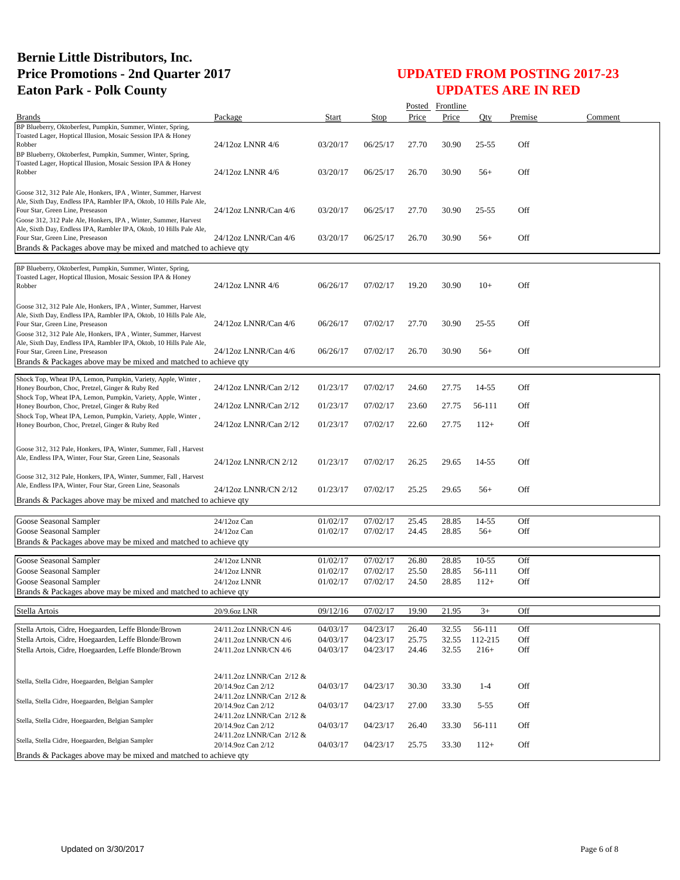# Bernie Little Distributors, Inc.
# Price Promotions - 2nd Quarter 2017
# Eaton Park - Polk County

## UPDATED FROM POSTING 2017-23
## UPDATES ARE IN RED

| Brands | Package | Start | Stop | Posted Price | Frontline Price | Qty | Premise | Comment |
|---|---|---|---|---|---|---|---|---|
| BP Blueberry, Oktoberfest, Pumpkin, Summer, Winter, Spring, Toasted Lager, Hoptical Illusion, Mosaic Session IPA & Honey Robber | 24/12oz LNNR 4/6 | 03/20/17 | 06/25/17 | 27.70 | 30.90 | 25-55 | Off | |
| BP Blueberry, Oktoberfest, Pumpkin, Summer, Winter, Spring, Toasted Lager, Hoptical Illusion, Mosaic Session IPA & Honey Robber | 24/12oz LNNR 4/6 | 03/20/17 | 06/25/17 | 26.70 | 30.90 | 56+ | Off | |
| Goose 312, 312 Pale Ale, Honkers, IPA , Winter, Summer, Harvest Ale, Sixth Day, Endless IPA, Rambler IPA, Oktob, 10 Hills Pale Ale, Four Star, Green Line, Preseason | 24/12oz LNNR/Can 4/6 | 03/20/17 | 06/25/17 | 27.70 | 30.90 | 25-55 | Off | |
| Goose 312, 312 Pale Ale, Honkers, IPA , Winter, Summer, Harvest Ale, Sixth Day, Endless IPA, Rambler IPA, Oktob, 10 Hills Pale Ale, Four Star, Green Line, Preseason | 24/12oz LNNR/Can 4/6 | 03/20/17 | 06/25/17 | 26.70 | 30.90 | 56+ | Off | |
| Brands & Packages above may be mixed and matched to achieve qty | | | | | | | | |
| BP Blueberry, Oktoberfest, Pumpkin, Summer, Winter, Spring, Toasted Lager, Hoptical Illusion, Mosaic Session IPA & Honey Robber | 24/12oz LNNR 4/6 | 06/26/17 | 07/02/17 | 19.20 | 30.90 | 10+ | Off | |
| Goose 312, 312 Pale Ale, Honkers, IPA , Winter, Summer, Harvest Ale, Sixth Day, Endless IPA, Rambler IPA, Oktob, 10 Hills Pale Ale, Four Star, Green Line, Preseason | 24/12oz LNNR/Can 4/6 | 06/26/17 | 07/02/17 | 27.70 | 30.90 | 25-55 | Off | |
| Goose 312, 312 Pale Ale, Honkers, IPA , Winter, Summer, Harvest Ale, Sixth Day, Endless IPA, Rambler IPA, Oktob, 10 Hills Pale Ale, Four Star, Green Line, Preseason | 24/12oz LNNR/Can 4/6 | 06/26/17 | 07/02/17 | 26.70 | 30.90 | 56+ | Off | |
| Brands & Packages above may be mixed and matched to achieve qty | | | | | | | | |
| Shock Top, Wheat IPA, Lemon, Pumpkin, Variety, Apple, Winter , Honey Bourbon, Choc, Pretzel, Ginger & Ruby Red | 24/12oz LNNR/Can 2/12 | 01/23/17 | 07/02/17 | 24.60 | 27.75 | 14-55 | Off | |
| Shock Top, Wheat IPA, Lemon, Pumpkin, Variety, Apple, Winter , Honey Bourbon, Choc, Pretzel, Ginger & Ruby Red | 24/12oz LNNR/Can 2/12 | 01/23/17 | 07/02/17 | 23.60 | 27.75 | 56-111 | Off | |
| Shock Top, Wheat IPA, Lemon, Pumpkin, Variety, Apple, Winter , Honey Bourbon, Choc, Pretzel, Ginger & Ruby Red | 24/12oz LNNR/Can 2/12 | 01/23/17 | 07/02/17 | 22.60 | 27.75 | 112+ | Off | |
| Goose 312, 312 Pale, Honkers, IPA, Winter, Summer, Fall , Harvest Ale, Endless IPA, Winter, Four Star, Green Line, Seasonals | 24/12oz LNNR/CN 2/12 | 01/23/17 | 07/02/17 | 26.25 | 29.65 | 14-55 | Off | |
| Goose 312, 312 Pale, Honkers, IPA, Winter, Summer, Fall , Harvest Ale, Endless IPA, Winter, Four Star, Green Line, Seasonals | 24/12oz LNNR/CN 2/12 | 01/23/17 | 07/02/17 | 25.25 | 29.65 | 56+ | Off | |
| Brands & Packages above may be mixed and matched to achieve qty | | | | | | | | |
| Goose Seasonal Sampler | 24/12oz Can | 01/02/17 | 07/02/17 | 25.45 | 28.85 | 14-55 | Off | |
| Goose Seasonal Sampler | 24/12oz Can | 01/02/17 | 07/02/17 | 24.45 | 28.85 | 56+ | Off | |
| Brands & Packages above may be mixed and matched to achieve qty | | | | | | | | |
| Goose Seasonal Sampler | 24/12oz LNNR | 01/02/17 | 07/02/17 | 26.80 | 28.85 | 10-55 | Off | |
| Goose Seasonal Sampler | 24/12oz LNNR | 01/02/17 | 07/02/17 | 25.50 | 28.85 | 56-111 | Off | |
| Goose Seasonal Sampler | 24/12oz LNNR | 01/02/17 | 07/02/17 | 24.50 | 28.85 | 112+ | Off | |
| Brands & Packages above may be mixed and matched to achieve qty | | | | | | | | |
| Stella Artois | 20/9.6oz LNR | 09/12/16 | 07/02/17 | 19.90 | 21.95 | 3+ | Off | |
| Stella Artois, Cidre, Hoegaarden, Leffe Blonde/Brown | 24/11.2oz LNNR/CN 4/6 | 04/03/17 | 04/23/17 | 26.40 | 32.55 | 56-111 | Off | |
| Stella Artois, Cidre, Hoegaarden, Leffe Blonde/Brown | 24/11.2oz LNNR/CN 4/6 | 04/03/17 | 04/23/17 | 25.75 | 32.55 | 112-215 | Off | |
| Stella Artois, Cidre, Hoegaarden, Leffe Blonde/Brown | 24/11.2oz LNNR/CN 4/6 | 04/03/17 | 04/23/17 | 24.46 | 32.55 | 216+ | Off | |
| Stella, Stella Cidre, Hoegaarden, Belgian Sampler | 24/11.2oz LNNR/Can 2/12 & 20/14.9oz Can 2/12 | 04/03/17 | 04/23/17 | 30.30 | 33.30 | 1-4 | Off | |
| Stella, Stella Cidre, Hoegaarden, Belgian Sampler | 24/11.2oz LNNR/Can 2/12 & 20/14.9oz Can 2/12 | 04/03/17 | 04/23/17 | 27.00 | 33.30 | 5-55 | Off | |
| Stella, Stella Cidre, Hoegaarden, Belgian Sampler | 24/11.2oz LNNR/Can 2/12 & 20/14.9oz Can 2/12 | 04/03/17 | 04/23/17 | 26.40 | 33.30 | 56-111 | Off | |
| Stella, Stella Cidre, Hoegaarden, Belgian Sampler | 24/11.2oz LNNR/Can 2/12 & 20/14.9oz Can 2/12 | 04/03/17 | 04/23/17 | 25.75 | 33.30 | 112+ | Off | |
| Brands & Packages above may be mixed and matched to achieve qty | | | | | | | | |

Updated on 3/30/2017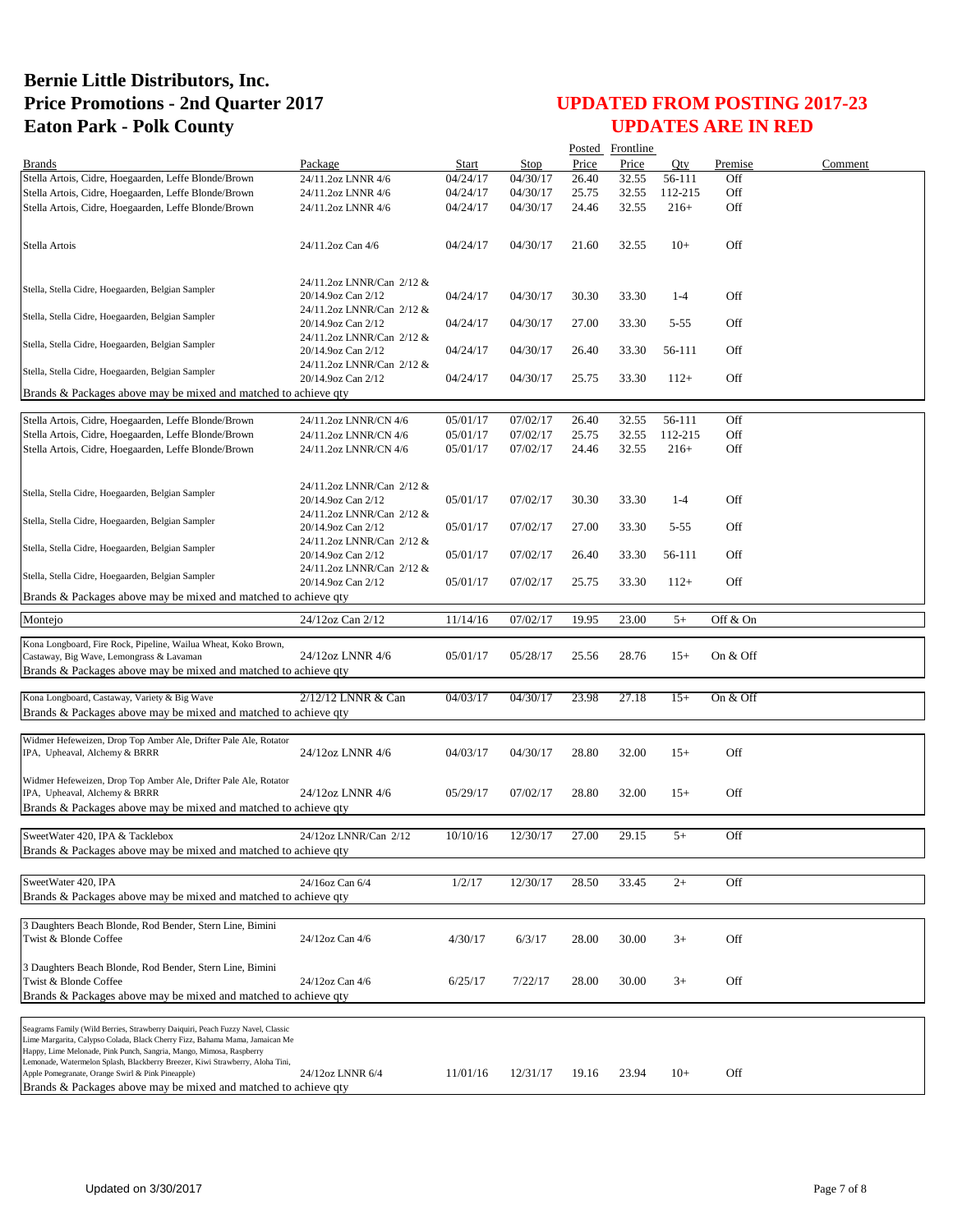# Bernie Little Distributors, Inc.
# Price Promotions - 2nd Quarter 2017
# Eaton Park - Polk County

## UPDATED FROM POSTING 2017-23
## UPDATES ARE IN RED

| Brands | Package | Start | Stop | Posted Price | Frontline Price | Qty | Premise | Comment |
|---|---|---|---|---|---|---|---|---|
| Stella Artois, Cidre, Hoegaarden, Leffe Blonde/Brown | 24/11.2oz LNNR 4/6 | 04/24/17 | 04/30/17 | 26.40 | 32.55 | 56-111 | Off | |
| Stella Artois, Cidre, Hoegaarden, Leffe Blonde/Brown | 24/11.2oz LNNR 4/6 | 04/24/17 | 04/30/17 | 25.75 | 32.55 | 112-215 | Off | |
| Stella Artois, Cidre, Hoegaarden, Leffe Blonde/Brown | 24/11.2oz LNNR 4/6 | 04/24/17 | 04/30/17 | 24.46 | 32.55 | 216+ | Off | |
| Stella Artois | 24/11.2oz Can 4/6 | 04/24/17 | 04/30/17 | 21.60 | 32.55 | 10+ | Off | |
| Stella, Stella Cidre, Hoegaarden, Belgian Sampler | 24/11.2oz LNNR/Can 2/12 & 20/14.9oz Can 2/12 | 04/24/17 | 04/30/17 | 30.30 | 33.30 | 1-4 | Off | |
| Stella, Stella Cidre, Hoegaarden, Belgian Sampler | 24/11.2oz LNNR/Can 2/12 & 20/14.9oz Can 2/12 | 04/24/17 | 04/30/17 | 27.00 | 33.30 | 5-55 | Off | |
| Stella, Stella Cidre, Hoegaarden, Belgian Sampler | 24/11.2oz LNNR/Can 2/12 & 20/14.9oz Can 2/12 | 04/24/17 | 04/30/17 | 26.40 | 33.30 | 56-111 | Off | |
| Stella, Stella Cidre, Hoegaarden, Belgian Sampler | 24/11.2oz LNNR/Can 2/12 & 20/14.9oz Can 2/12 | 04/24/17 | 04/30/17 | 25.75 | 33.30 | 112+ | Off | |
| Brands & Packages above may be mixed and matched to achieve qty | | | | | | | | |
| Stella Artois, Cidre, Hoegaarden, Leffe Blonde/Brown | 24/11.2oz LNNR/CN 4/6 | 05/01/17 | 07/02/17 | 26.40 | 32.55 | 56-111 | Off | |
| Stella Artois, Cidre, Hoegaarden, Leffe Blonde/Brown | 24/11.2oz LNNR/CN 4/6 | 05/01/17 | 07/02/17 | 25.75 | 32.55 | 112-215 | Off | |
| Stella Artois, Cidre, Hoegaarden, Leffe Blonde/Brown | 24/11.2oz LNNR/CN 4/6 | 05/01/17 | 07/02/17 | 24.46 | 32.55 | 216+ | Off | |
| Stella, Stella Cidre, Hoegaarden, Belgian Sampler | 24/11.2oz LNNR/Can 2/12 & 20/14.9oz Can 2/12 | 05/01/17 | 07/02/17 | 30.30 | 33.30 | 1-4 | Off | |
| Stella, Stella Cidre, Hoegaarden, Belgian Sampler | 24/11.2oz LNNR/Can 2/12 & 20/14.9oz Can 2/12 | 05/01/17 | 07/02/17 | 27.00 | 33.30 | 5-55 | Off | |
| Stella, Stella Cidre, Hoegaarden, Belgian Sampler | 24/11.2oz LNNR/Can 2/12 & 20/14.9oz Can 2/12 | 05/01/17 | 07/02/17 | 26.40 | 33.30 | 56-111 | Off | |
| Stella, Stella Cidre, Hoegaarden, Belgian Sampler | 24/11.2oz LNNR/Can 2/12 & 20/14.9oz Can 2/12 | 05/01/17 | 07/02/17 | 25.75 | 33.30 | 112+ | Off | |
| Brands & Packages above may be mixed and matched to achieve qty | | | | | | | | |
| Montejo | 24/12oz Can 2/12 | 11/14/16 | 07/02/17 | 19.95 | 23.00 | 5+ | Off & On | |
| Kona Longboard, Fire Rock, Pipeline, Wailua Wheat, Koko Brown, Castaway, Big Wave, Lemongrass & Lavaman | 24/12oz LNNR 4/6 | 05/01/17 | 05/28/17 | 25.56 | 28.76 | 15+ | On & Off | |
| Brands & Packages above may be mixed and matched to achieve qty | | | | | | | | |
| ~~Kona Longboard, Castaway, Variety & Big Wave~~ | ~~2/12/12 LNNR & Can~~ | ~~04/03/17~~ | ~~04/30/17~~ | ~~23.98~~ | ~~27.18~~ | ~~15+~~ | ~~On & Off~~ | |
| Brands & Packages above may be mixed and matched to achieve qty | | | | | | | | |
| Widmer Hefeweizen, Drop Top Amber Ale, Drifter Pale Ale, Rotator IPA, Upheaval, Alchemy & BRRR | 24/12oz LNNR 4/6 | 04/03/17 | 04/30/17 | 28.80 | 32.00 | 15+ | Off | |
| Widmer Hefeweizen, Drop Top Amber Ale, Drifter Pale Ale, Rotator IPA, Upheaval, Alchemy & BRRR | 24/12oz LNNR 4/6 | 05/29/17 | 07/02/17 | 28.80 | 32.00 | 15+ | Off | |
| Brands & Packages above may be mixed and matched to achieve qty | | | | | | | | |
| SweetWater 420, IPA & Tacklebox | 24/12oz LNNR/Can 2/12 | 10/10/16 | 12/30/17 | 27.00 | 29.15 | 5+ | Off | |
| Brands & Packages above may be mixed and matched to achieve qty | | | | | | | | |
| SweetWater 420, IPA | 24/16oz Can 6/4 | 1/2/17 | 12/30/17 | 28.50 | 33.45 | 2+ | Off | |
| Brands & Packages above may be mixed and matched to achieve qty | | | | | | | | |
| 3 Daughters Beach Blonde, Rod Bender, Stern Line, Bimini Twist & Blonde Coffee | 24/12oz Can 4/6 | 4/30/17 | 6/3/17 | 28.00 | 30.00 | 3+ | Off | |
| 3 Daughters Beach Blonde, Rod Bender, Stern Line, Bimini Twist & Blonde Coffee | 24/12oz Can 4/6 | 6/25/17 | 7/22/17 | 28.00 | 30.00 | 3+ | Off | |
| Brands & Packages above may be mixed and matched to achieve qty | | | | | | | | |
| Seagrams Family (Wild Berries, Strawberry Daiquiri, Peach Fuzzy Navel, Classic Lime Margarita, Calypso Colada, Black Cherry Fizz, Bahama Mama, Jamaican Me Happy, Lime Melonade, Pink Punch, Sangria, Mango, Mimosa, Raspberry Lemonade, Watermelon Splash, Blackberry Breezer, Kiwi Strawberry, Aloha Tini, Apple Pomegranate, Orange Swirl & Pink Pineapple) | 24/12oz LNNR 6/4 | 11/01/16 | 12/31/17 | 19.16 | 23.94 | 10+ | Off | |
| Brands & Packages above may be mixed and matched to achieve qty | | | | | | | | |

Updated on 3/30/2017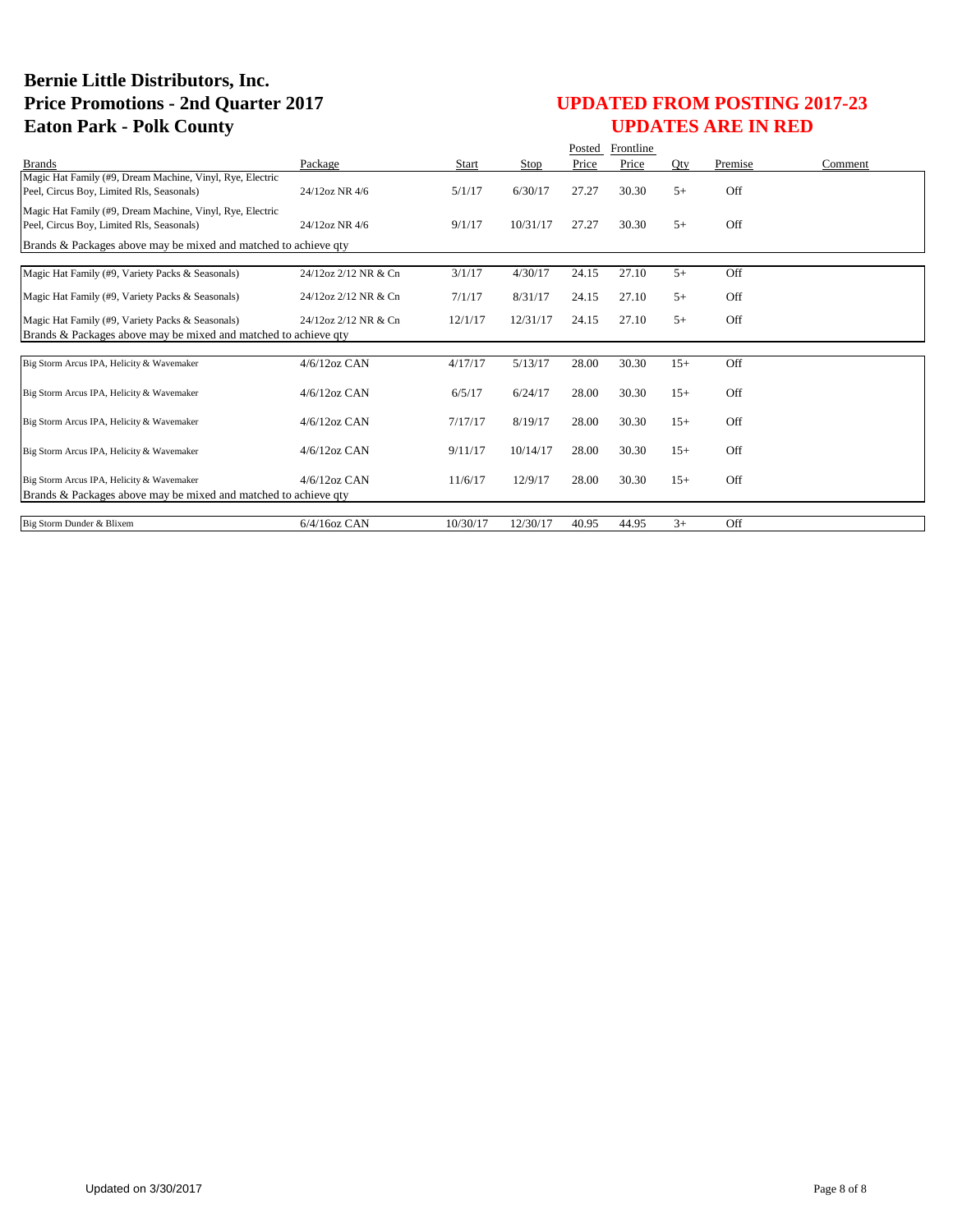# Bernie Little Distributors, Inc.
# Price Promotions - 2nd Quarter 2017
# Eaton Park - Polk County

## UPDATED FROM POSTING 2017-23
## UPDATES ARE IN RED

| Brands | Package | Start | Stop | Posted Price | Frontline Price | Qty | Premise | Comment |
|---|---|---|---|---|---|---|---|---|
| Magic Hat Family (#9, Dream Machine, Vinyl, Rye, Electric Peel, Circus Boy, Limited Rls, Seasonals) | 24/12oz NR 4/6 | 5/1/17 | 6/30/17 | 27.27 | 30.30 | 5+ | Off | |
| Magic Hat Family (#9, Dream Machine, Vinyl, Rye, Electric Peel, Circus Boy, Limited Rls, Seasonals) | 24/12oz NR 4/6 | 9/1/17 | 10/31/17 | 27.27 | 30.30 | 5+ | Off | |
| Brands & Packages above may be mixed and matched to achieve qty | | | | | | | | |
| Magic Hat Family (#9, Variety Packs & Seasonals) | 24/12oz 2/12 NR & Cn | 3/1/17 | 4/30/17 | 24.15 | 27.10 | 5+ | Off | |
| Magic Hat Family (#9, Variety Packs & Seasonals) | 24/12oz 2/12 NR & Cn | 7/1/17 | 8/31/17 | 24.15 | 27.10 | 5+ | Off | |
| Magic Hat Family (#9, Variety Packs & Seasonals) | 24/12oz 2/12 NR & Cn | 12/1/17 | 12/31/17 | 24.15 | 27.10 | 5+ | Off | |
| Brands & Packages above may be mixed and matched to achieve qty | | | | | | | | |
| Big Storm Arcus IPA, Helicity & Wavemaker | 4/6/12oz CAN | 4/17/17 | 5/13/17 | 28.00 | 30.30 | 15+ | Off | |
| Big Storm Arcus IPA, Helicity & Wavemaker | 4/6/12oz CAN | 6/5/17 | 6/24/17 | 28.00 | 30.30 | 15+ | Off | |
| Big Storm Arcus IPA, Helicity & Wavemaker | 4/6/12oz CAN | 7/17/17 | 8/19/17 | 28.00 | 30.30 | 15+ | Off | |
| Big Storm Arcus IPA, Helicity & Wavemaker | 4/6/12oz CAN | 9/11/17 | 10/14/17 | 28.00 | 30.30 | 15+ | Off | |
| Big Storm Arcus IPA, Helicity & Wavemaker | 4/6/12oz CAN | 11/6/17 | 12/9/17 | 28.00 | 30.30 | 15+ | Off | |
| Brands & Packages above may be mixed and matched to achieve qty | | | | | | | | |
| Big Storm Dunder & Blixem | 6/4/16oz CAN | 10/30/17 | 12/30/17 | 40.95 | 44.95 | 3+ | Off | |

Updated on 3/30/2017